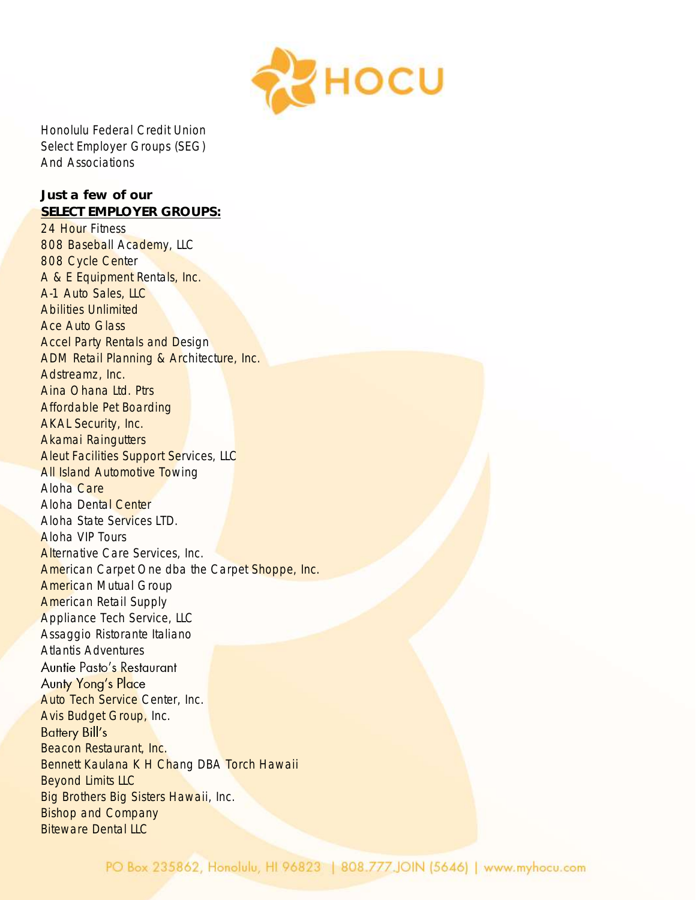Honolulu Federal Credit Union
Select Employer Groups (SEG)
And Associations

**Just a few of our**
**SELECT EMPLOYER GROUPS:**

24 Hour Fitness
808 Baseball Academy, LLC
808 Cycle Center
A & E Equipment Rentals, Inc.
A-1 Auto Sales, LLC
Abilities Unlimited
Ace Auto Glass
Accel Party Rentals and Design
ADM Retail Planning & Architecture, Inc.
Adstreamz, Inc.
Aina Ohana Ltd. Ptrs
Affordable Pet Boarding
AKAL Security, Inc.
Akamai Raingutters
Aleut Facilities Support Services, LLC
All Island Automotive Towing
Aloha Care
Aloha Dental Center
Aloha State Services LTD.
Aloha VIP Tours
Alternative Care Services, Inc.
American Carpet One dba the Carpet Shoppe, Inc.
American Mutual Group
American Retail Supply
Appliance Tech Service, LLC
Assaggio Ristorante Italiano
Atlantis Adventures
Auntie Pasto's Restaurant
Aunty Yong's Place
Auto Tech Service Center, Inc.
Avis Budget Group, Inc.
Battery Bill's
Beacon Restaurant, Inc.
Bennett Kaulana K H Chang DBA Torch Hawaii
Beyond Limits LLC
Big Brothers Big Sisters Hawaii, Inc.
Bishop and Company
Biteware Dental LLC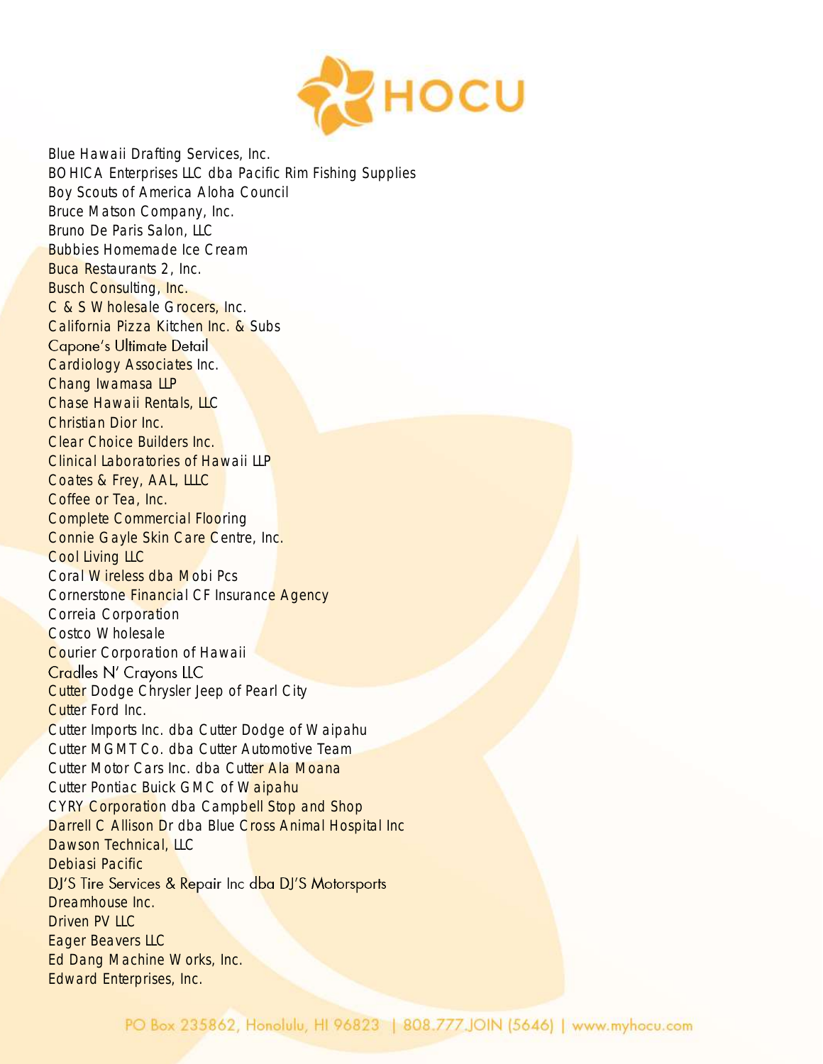Blue Hawaii Drafting Services, Inc.
BOHICA Enterprises LLC dba Pacific Rim Fishing Supplies
Boy Scouts of America Aloha Council
Bruce Matson Company, Inc.
Bruno De Paris Salon, LLC
Bubbies Homemade Ice Cream
Buca Restaurants 2, Inc.
Busch Consulting, Inc.
C & S Wholesale Grocers, Inc.
California Pizza Kitchen Inc. & Subs
Capone's Ultimate Detail
Cardiology Associates Inc.
Chang Iwamasa LLP
Chase Hawaii Rentals, LLC
Christian Dior Inc.
Clear Choice Builders Inc.
Clinical Laboratories of Hawaii LLP
Coates & Frey, AAL, LLLC
Coffee or Tea, Inc.
Complete Commercial Flooring
Connie Gayle Skin Care Centre, Inc.
Cool Living LLC
Coral Wireless dba Mobi Pcs
Cornerstone Financial CF Insurance Agency
Correia Corporation
Costco Wholesale
Courier Corporation of Hawaii
Cradles N' Crayons LLC
Cutter Dodge Chrysler Jeep of Pearl City
Cutter Ford Inc.
Cutter Imports Inc. dba Cutter Dodge of Waipahu
Cutter MGMT Co. dba Cutter Automotive Team
Cutter Motor Cars Inc. dba Cutter Ala Moana
Cutter Pontiac Buick GMC of Waipahu
CYRY Corporation dba Campbell Stop and Shop
Darrell C Allison Dr dba Blue Cross Animal Hospital Inc
Dawson Technical, LLC
Debiasi Pacific
DJ'S Tire Services & Repair Inc dba DJ'S Motorsports
Dreamhouse Inc.
Driven PV LLC
Eager Beavers LLC
Ed Dang Machine Works, Inc.
Edward Enterprises, Inc.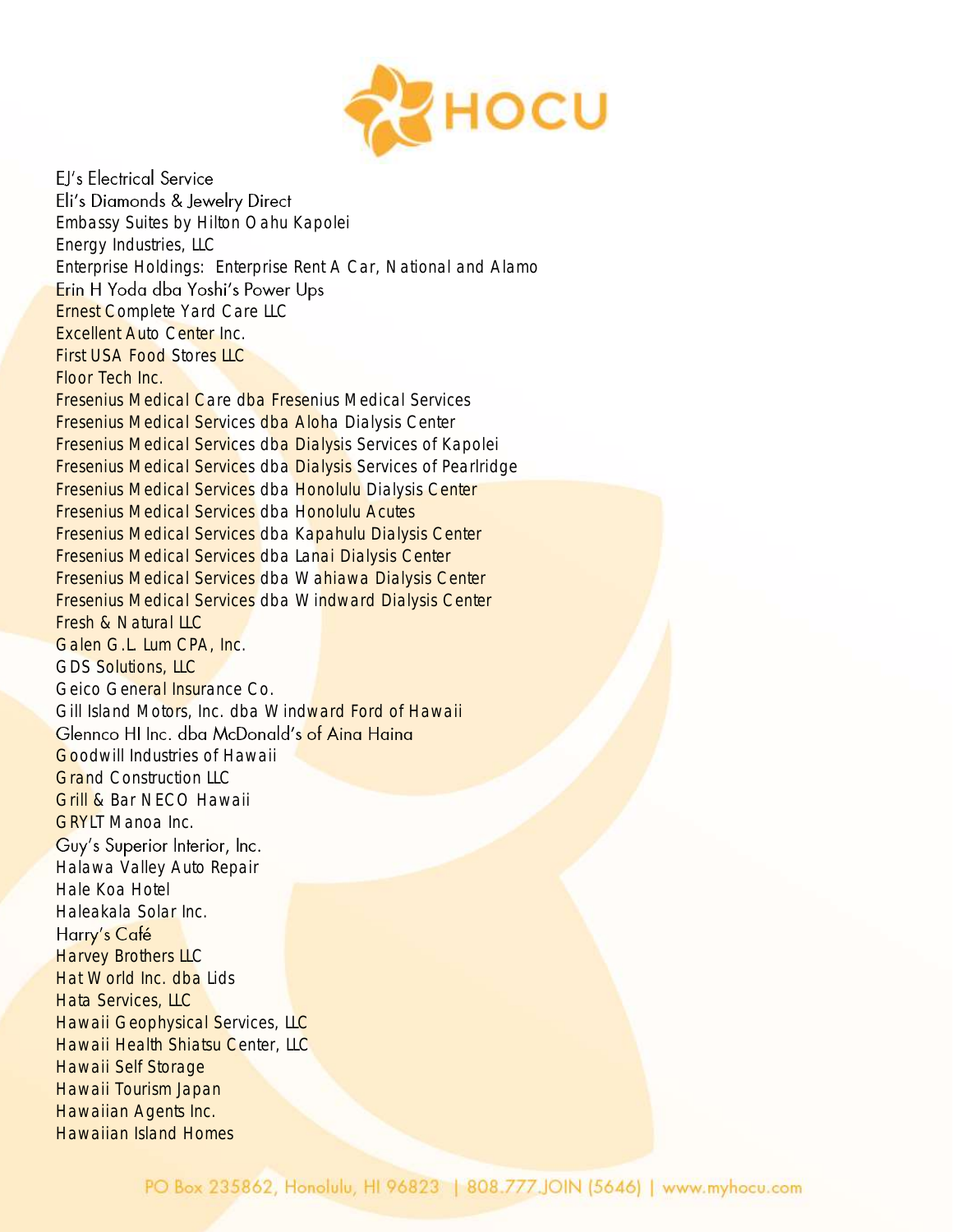EJ's Electrical Service
Eli's Diamonds & Jewelry Direct
Embassy Suites by Hilton Oahu Kapolei
Energy Industries, LLC
Enterprise Holdings: Enterprise Rent A Car, National and Alamo
Erin H Yoda dba Yoshi's Power Ups
Ernest Complete Yard Care LLC
Excellent Auto Center Inc.
First USA Food Stores LLC
Floor Tech Inc.
Fresenius Medical Care dba Fresenius Medical Services
Fresenius Medical Services dba Aloha Dialysis Center
Fresenius Medical Services dba Dialysis Services of Kapolei
Fresenius Medical Services dba Dialysis Services of Pearlridge
Fresenius Medical Services dba Honolulu Dialysis Center
Fresenius Medical Services dba Honolulu Acutes
Fresenius Medical Services dba Kapahulu Dialysis Center
Fresenius Medical Services dba Lanai Dialysis Center
Fresenius Medical Services dba Wahiawa Dialysis Center
Fresenius Medical Services dba Windward Dialysis Center
Fresh & Natural LLC
Galen G.L. Lum CPA, Inc.
GDS Solutions, LLC
Geico General Insurance Co.
Gill Island Motors, Inc. dba Windward Ford of Hawaii
Glennco HI Inc. dba McDonald's of Aina Haina
Goodwill Industries of Hawaii
Grand Construction LLC
Grill & Bar NECO Hawaii
GRYLT Manoa Inc.
Guy's Superior Interior, Inc.
Halawa Valley Auto Repair
Hale Koa Hotel
Haleakala Solar Inc.
Harry's Café
Harvey Brothers LLC
Hat World Inc. dba Lids
Hata Services, LLC
Hawaii Geophysical Services, LLC
Hawaii Health Shiatsu Center, LLC
Hawaii Self Storage
Hawaii Tourism Japan
Hawaiian Agents Inc.
Hawaiian Island Homes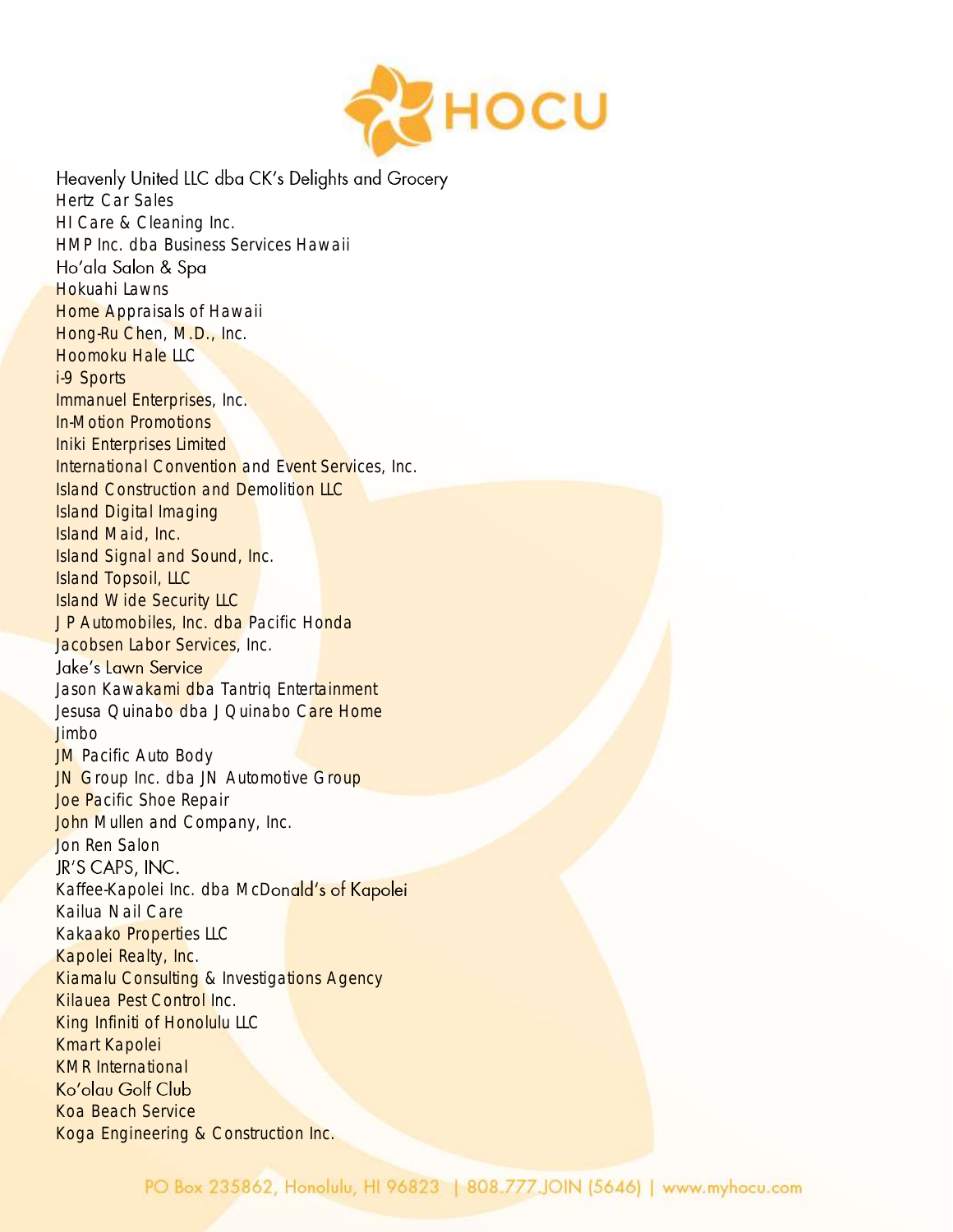Heavenly United LLC dba CK's Delights and Grocery
Hertz Car Sales
HI Care & Cleaning Inc.
HMP Inc. dba Business Services Hawaii
Ho'ala Salon & Spa
Hokuahi Lawns
Home Appraisals of Hawaii
Hong-Ru Chen, M.D., Inc.
Hoomoku Hale LLC
i-9 Sports
Immanuel Enterprises, Inc.
In-Motion Promotions
Iniki Enterprises Limited
International Convention and Event Services, Inc.
Island Construction and Demolition LLC
Island Digital Imaging
Island Maid, Inc.
Island Signal and Sound, Inc.
Island Topsoil, LLC
Island Wide Security LLC
J P Automobiles, Inc. dba Pacific Honda
Jacobsen Labor Services, Inc.
Jake's Lawn Service
Jason Kawakami dba Tantriq Entertainment
Jesusa Quinabo dba J Quinabo Care Home
Jimbo
JM Pacific Auto Body
JN Group Inc. dba JN Automotive Group
Joe Pacific Shoe Repair
John Mullen and Company, Inc.
Jon Ren Salon
JR'S CAPS, INC.
Kaffee-Kapolei Inc. dba McDonald's of Kapolei
Kailua Nail Care
Kakaako Properties LLC
Kapolei Realty, Inc.
Kiamalu Consulting & Investigations Agency
Kilauea Pest Control Inc.
King Infiniti of Honolulu LLC
Kmart Kapolei
KMR International
Ko'olau Golf Club
Koa Beach Service
Koga Engineering & Construction Inc.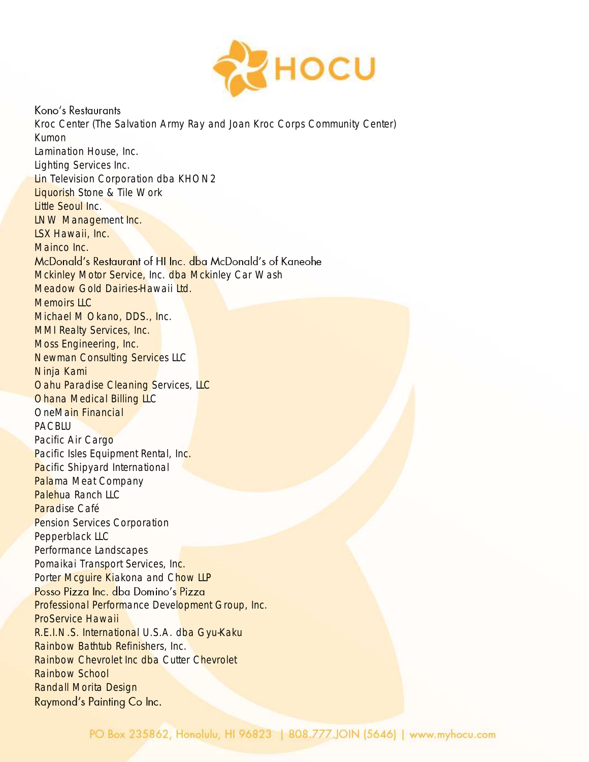Kono's Restaurants
Kroc Center (The Salvation Army Ray and Joan Kroc Corps Community Center)
Kumon
Lamination House, Inc.
Lighting Services Inc.
Lin Television Corporation dba KHON2
Liquorish Stone & Tile Work
Little Seoul Inc.
LNW Management Inc.
LSX Hawaii, Inc.
Mainco Inc.
McDonald's Restaurant of HI Inc. dba McDonald's of Kaneohe
Mckinley Motor Service, Inc. dba Mckinley Car Wash
Meadow Gold Dairies-Hawaii Ltd.
Memoirs LLC
Michael M Okano, DDS., Inc.
MMI Realty Services, Inc.
Moss Engineering, Inc.
Newman Consulting Services LLC
Ninja Kami
Oahu Paradise Cleaning Services, LLC
Ohana Medical Billing LLC
OneMain Financial
PACBLU
Pacific Air Cargo
Pacific Isles Equipment Rental, Inc.
Pacific Shipyard International
Palama Meat Company
Palehua Ranch LLC
Paradise Café
Pension Services Corporation
Pepperblack LLC
Performance Landscapes
Pomaikai Transport Services, Inc.
Porter Mcguire Kiakona and Chow LLP
Posso Pizza Inc. dba Domino's Pizza
Professional Performance Development Group, Inc.
ProService Hawaii
R.E.I.N.S. International U.S.A. dba Gyu-Kaku
Rainbow Bathtub Refinishers, Inc.
Rainbow Chevrolet Inc dba Cutter Chevrolet
Rainbow School
Randall Morita Design
Raymond's Painting Co Inc.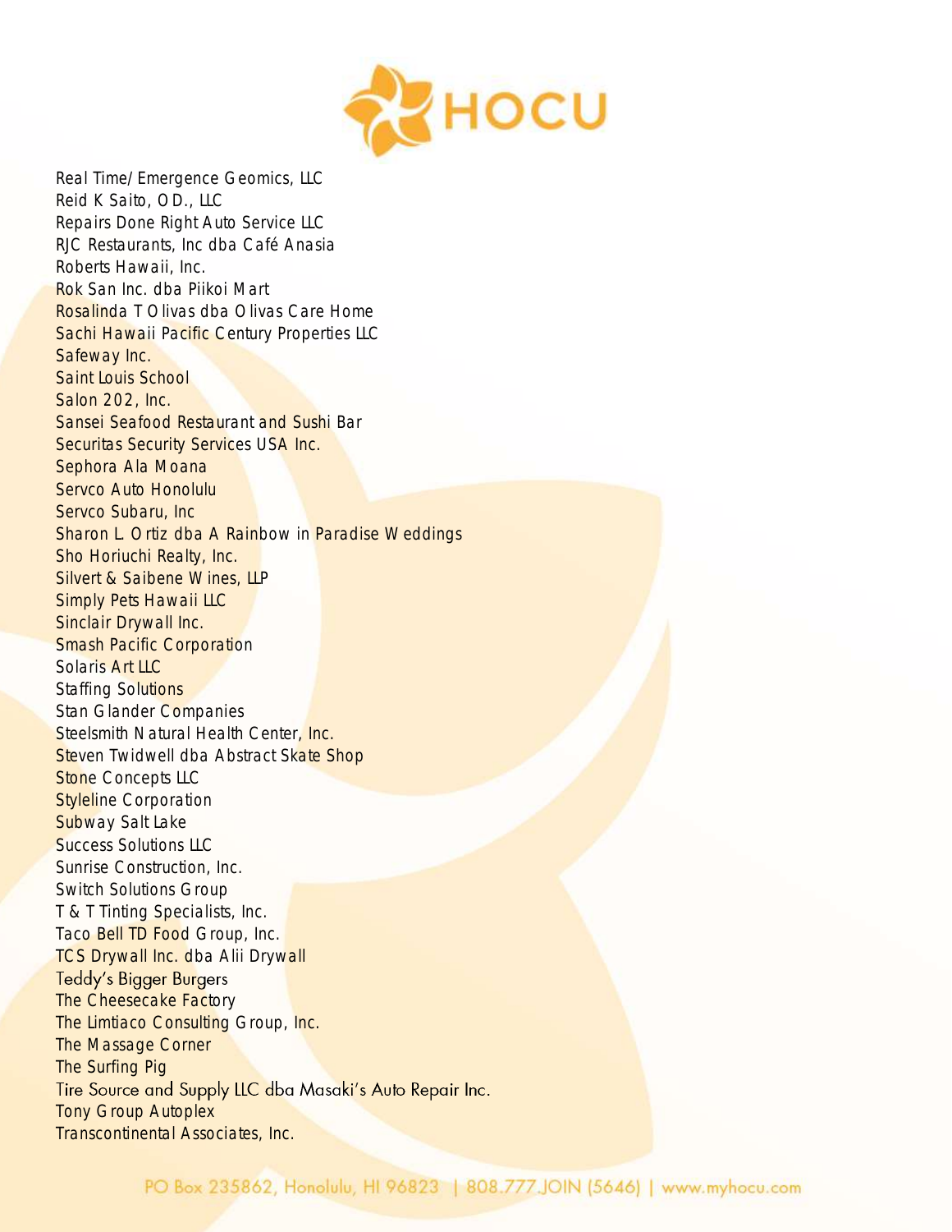Real Time/Emergence Geomics, LLC
Reid K Saito, O.D., LLC
Repairs Done Right Auto Service LLC
RJC Restaurants, Inc dba Café Anasia
Roberts Hawaii, Inc.
Rok San Inc. dba Piikoi Mart
Rosalinda T Olivas dba Olivas Care Home
Sachi Hawaii Pacific Century Properties LLC
Safeway Inc.
Saint Louis School
Salon 202, Inc.
Sansei Seafood Restaurant and Sushi Bar
Securitas Security Services USA Inc.
Sephora Ala Moana
Servco Auto Honolulu
Servco Subaru, Inc
Sharon L. Ortiz dba A Rainbow in Paradise Weddings
Sho Horiuchi Realty, Inc.
Silvert & Saibene Wines, LLP
Simply Pets Hawaii LLC
Sinclair Drywall Inc.
Smash Pacific Corporation
Solaris Art LLC
Staffing Solutions
Stan Glander Companies
Steelsmith Natural Health Center, Inc.
Steven Twidwell dba Abstract Skate Shop
Stone Concepts LLC
Styleline Corporation
Subway Salt Lake
Success Solutions LLC
Sunrise Construction, Inc.
Switch Solutions Group
T & T Tinting Specialists, Inc.
Taco Bell TD Food Group, Inc.
TCS Drywall Inc. dba Alii Drywall
Teddy's Bigger Burgers
The Cheesecake Factory
The Limtiaco Consulting Group, Inc.
The Massage Corner
The Surfing Pig
Tire Source and Supply LLC dba Masaki's Auto Repair Inc.
Tony Group Autoplex
Transcontinental Associates, Inc.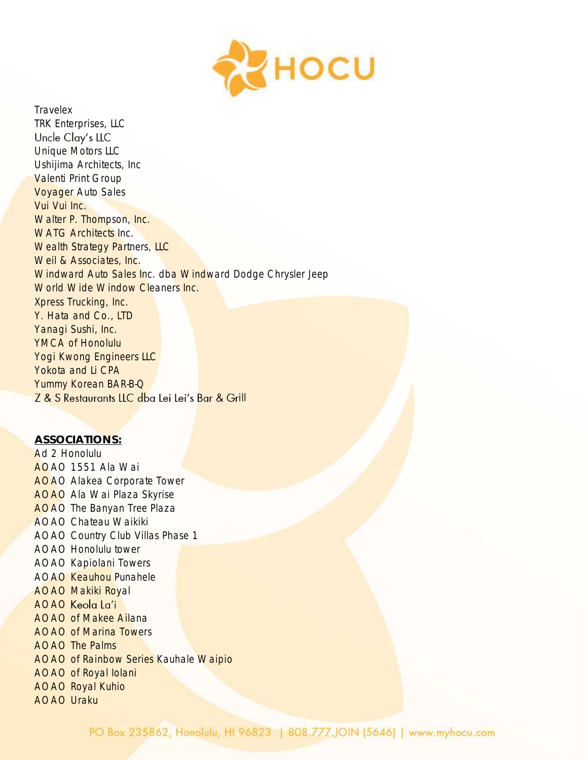Travelex
TRK Enterprises, LLC
Uncle Clay's LLC
Unique Motors LLC
Ushijima Architects, Inc
Valenti Print Group
Voyager Auto Sales
Vui Vui Inc.
Walter P. Thompson, Inc.
WATG Architects Inc.
Wealth Strategy Partners, LLC
Weil & Associates, Inc.
Windward Auto Sales Inc. dba Windward Dodge Chrysler Jeep
World Wide Window Cleaners Inc.
Xpress Trucking, Inc.
Y. Hata and Co., LTD
Yanagi Sushi, Inc.
YMCA of Honolulu
Yogi Kwong Engineers LLC
Yokota and Li CPA
Yummy Korean BAR-B-Q
Z & S Restaurants LLC dba Lei Lei's Bar & Grill

**ASSOCIATIONS:**

Ad 2 Honolulu
AOAO 1551 Ala Wai
AOAO Alakea Corporate Tower
AOAO Ala Wai Plaza Skyrise
AOAO The Banyan Tree Plaza
AOAO Chateau Waikiki
AOAO Country Club Villas Phase 1
AOAO Honolulu tower
AOAO Kapiolani Towers
AOAO Keauhou Punahele
AOAO Makiki Royal
AOAO Keola La'i
AOAO of Makee Ailana
AOAO of Marina Towers
AOAO The Palms
AOAO of Rainbow Series Kauhale Waipio
AOAO of Royal Iolani
AOAO Royal Kuhio
AOAO Uraku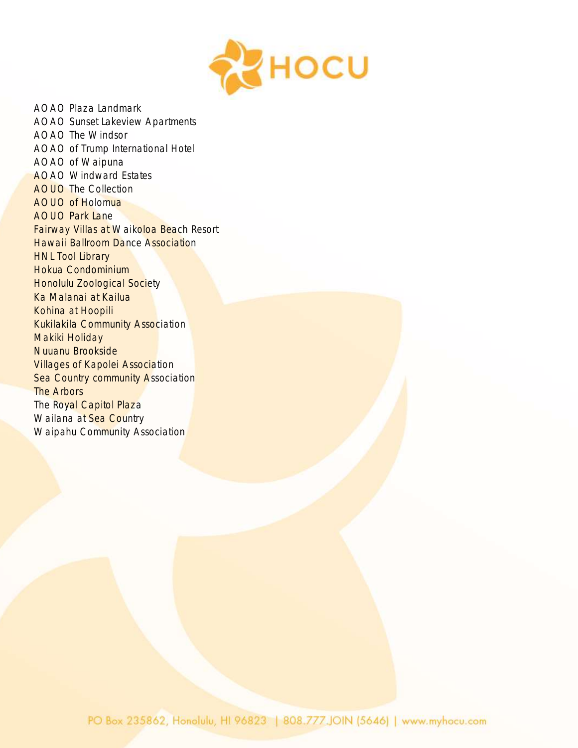AOAO Plaza Landmark
AOAO Sunset Lakeview Apartments
AOAO The Windsor
AOAO of Trump International Hotel
AOAO of Waipuna
AOAO Windward Estates
AOUO The Collection
AOUO of Holomua
AOUO Park Lane
Fairway Villas at Waikoloa Beach Resort
Hawaii Ballroom Dance Association
HNL Tool Library
Hokua Condominium
Honolulu Zoological Society
Ka Malanai at Kailua
Kohina at Hoopili
Kukilakila Community Association
Makiki Holiday
Nuuanu Brookside
Villages of Kapolei Association
Sea Country community Association
The Arbors
The Royal Capitol Plaza
Wailana at Sea Country
Waipahu Community Association